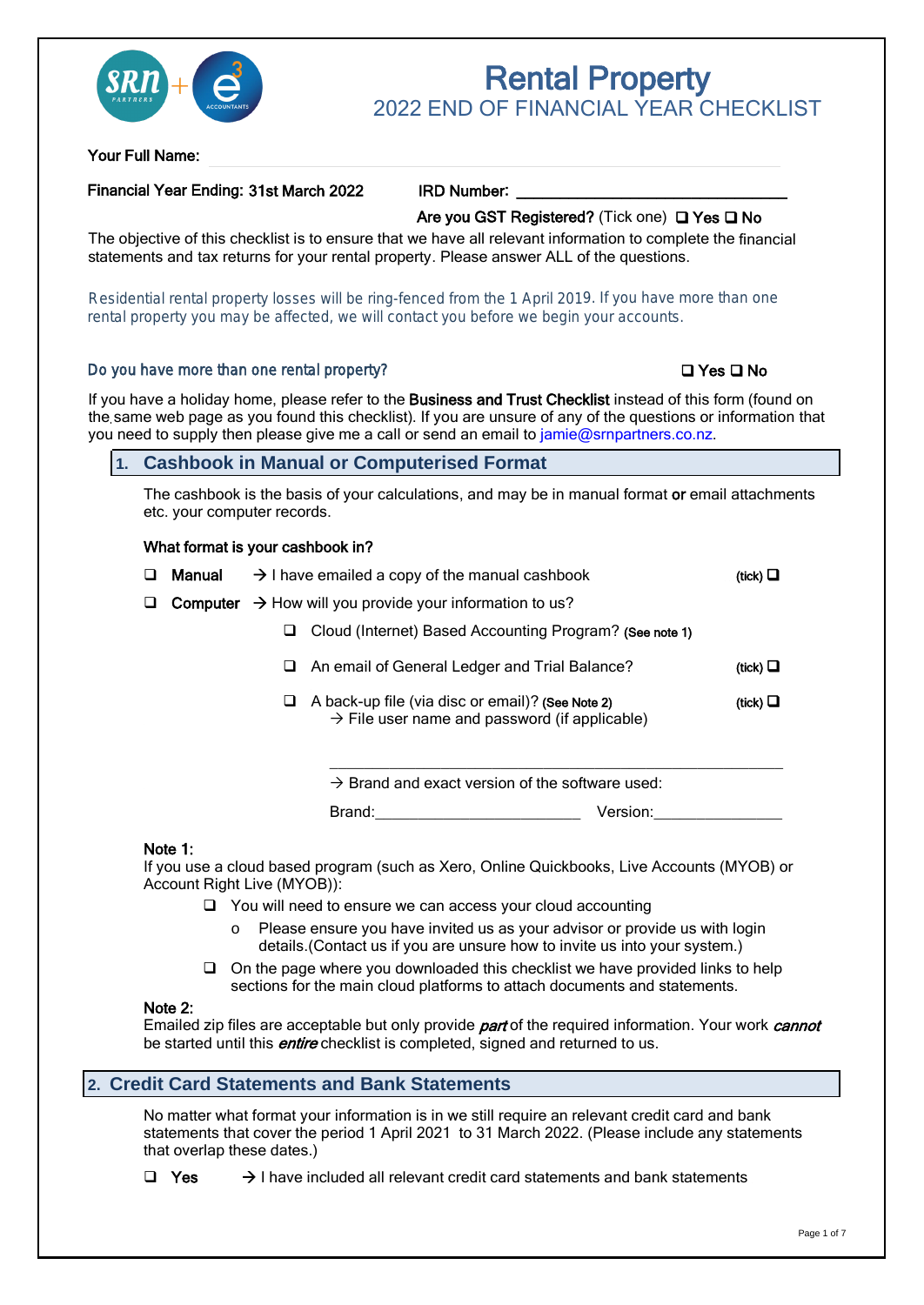# Rental Property

## 2022 END OF FINANCIAL YEAR CHECKLIST

**Your Full Name:**

**Financial Year Ending: 31st March 2022** **IRD Number:** ______________________________

**Are you GST Registered?** (Tick one) ❑ **Yes** ❑ **No**

The objective of this checklist is to ensure that we have all relevant information to complete the financial statements and tax returns for your rental property. Please answer ALL of the questions.

Residential rental property losses will be ring-fenced from the 1 April 2019. If you have more than one rental property you may be affected, we will contact you before we begin your accounts.

Do you have more than one rental property? ❑ **Yes** ❑ **No**

If you have a holiday home, please refer to the **Business and Trust Checklist** instead of this form (found on the same web page as you found this checklist). If you are unsure of any of the questions or information that you need to supply then please give me a call or send an email to jamie@srnpartners.co.nz.

## 1. Cashbook in Manual or Computerised Format

The cashbook is the basis of your calculations, and may be in manual format **or** email attachments etc. your computer records.

**What format is your cashbook in?**

- ❑ **Manual** → I have emailed a copy of the manual cashbook **(tick)** ❑
- ❑ **Computer** → How will you provide your information to us?
  - ❑ Cloud (Internet) Based Accounting Program? **(See note 1)**
  - ❑ An email of General Ledger and Trial Balance? **(tick)** ❑
  - ❑ A back-up file (via disc or email)? **(See Note 2)** **(tick)** ❑
    → File user name and password (if applicable)

    ______________________________________________

    → Brand and exact version of the software used:

    Brand:________________________ Version:_______________

**Note 1:**
If you use a cloud based program (such as Xero, Online Quickbooks, Live Accounts (MYOB) or Account Right Live (MYOB)):

- ❑ You will need to ensure we can access your cloud accounting
  - o Please ensure you have invited us as your advisor or provide us with login details.(Contact us if you are unsure how to invite us into your system.)
- ❑ On the page where you downloaded this checklist we have provided links to help sections for the main cloud platforms to attach documents and statements.

**Note 2:**
Emailed zip files are acceptable but only provide ***part*** of the required information. Your work ***cannot*** be started until this ***entire*** checklist is completed, signed and returned to us.

## 2. Credit Card Statements and Bank Statements

No matter what format your information is in we still require an relevant credit card and bank statements that cover the period 1 April 2021 to 31 March 2022. (Please include any statements that overlap these dates.)

❑ **Yes** → I have included all relevant credit card statements and bank statements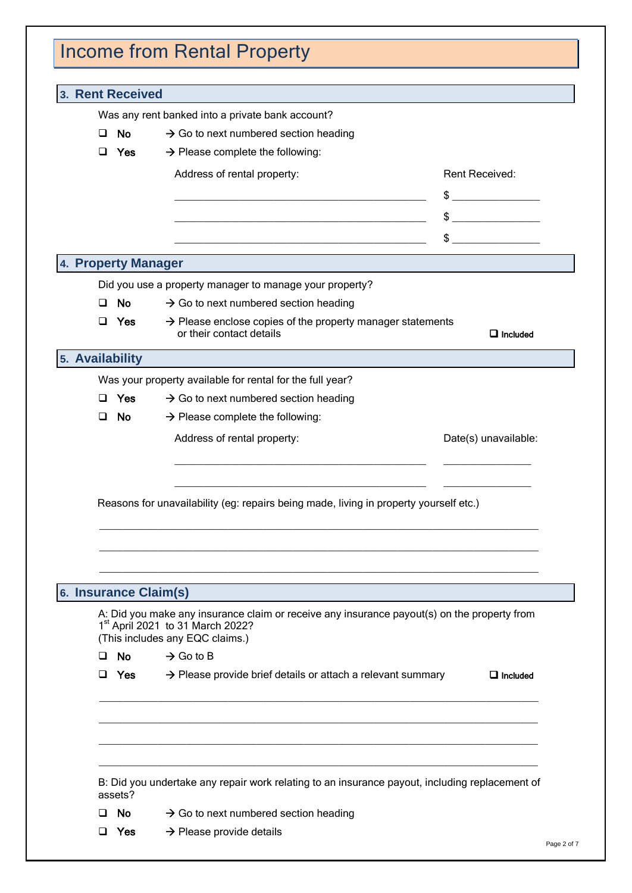# Income from Rental Property

## 3. Rent Received

Was any rent banked into a private bank account?

- ❑ **No** → Go to next numbered section heading
- ❑ **Yes** → Please complete the following:

| Address of rental property: | Rent Received: |
|---|---|
| ____________________________________________ | $ _______________ |
| ____________________________________________ | $ _______________ |
| ____________________________________________ | $ _______________ |

## 4. Property Manager

Did you use a property manager to manage your property?

- ❑ **No** → Go to next numbered section heading
- ❑ **Yes** → Please enclose copies of the property manager statements or their contact details ❑ **Included**

## 5. Availability

Was your property available for rental for the full year?

- ❑ **Yes** → Go to next numbered section heading
- ❑ **No** → Please complete the following:

| Address of rental property: | Date(s) unavailable: |
|---|---|
| ____________________________________________ | _______________ |
| ____________________________________________ | _______________ |

Reasons for unavailability (eg: repairs being made, living in property yourself etc.)

_____________________________________________________________________________

_____________________________________________________________________________

_____________________________________________________________________________

## 6. Insurance Claim(s)

A: Did you make any insurance claim or receive any insurance payout(s) on the property from 1st April 2021 to 31 March 2022?
(This includes any EQC claims.)

- ❑ **No** → Go to B
- ❑ **Yes** → Please provide brief details or attach a relevant summary ❑ **Included**

_____________________________________________________________________________

_____________________________________________________________________________

_____________________________________________________________________________

_____________________________________________________________________________

B: Did you undertake any repair work relating to an insurance payout, including replacement of assets?

- ❑ **No** → Go to next numbered section heading
- ❑ **Yes** → Please provide details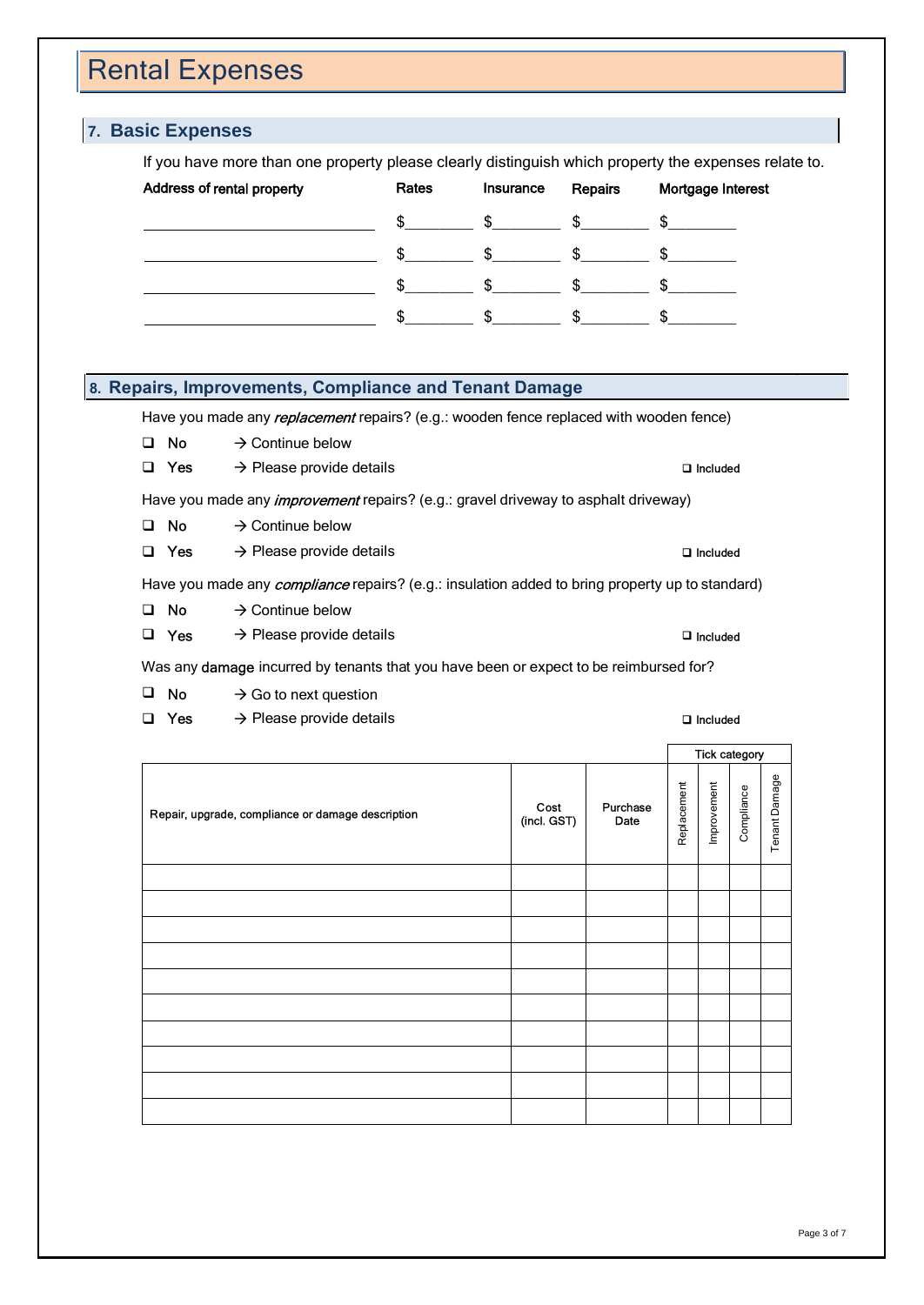# Rental Expenses

## 7. Basic Expenses

If you have more than one property please clearly distinguish which property the expenses relate to.

| Address of rental property | Rates | Insurance | Repairs | Mortgage Interest |
|---|---|---|---|---|
| ____________________________ | $________ | $________ | $________ | $________ |
| ____________________________ | $________ | $________ | $________ | $________ |
| ____________________________ | $________ | $________ | $________ | $________ |
| ____________________________ | $________ | $________ | $________ | $________ |

## 8. Repairs, Improvements, Compliance and Tenant Damage

Have you made any *replacement* repairs? (e.g.: wooden fence replaced with wooden fence)

- ❑ No → Continue below
- ❑ Yes → Please provide details ❑ Included

Have you made any *improvement* repairs? (e.g.: gravel driveway to asphalt driveway)

- ❑ No → Continue below
- ❑ Yes → Please provide details ❑ Included

Have you made any *compliance* repairs? (e.g.: insulation added to bring property up to standard)

- ❑ No → Continue below
- ❑ Yes → Please provide details ❑ Included

Was any damage incurred by tenants that you have been or expect to be reimbursed for?

- ❑ No → Go to next question
- ❑ Yes → Please provide details ❑ Included

| | | | Tick category | | | |
|---|---|---|---|---|---|---|
| Repair, upgrade, compliance or damage description | Cost (incl. GST) | Purchase Date | Replacement | Improvement | Compliance | Tenant Damage |
| | | | | | | |
| | | | | | | |
| | | | | | | |
| | | | | | | |
| | | | | | | |
| | | | | | | |
| | | | | | | |
| | | | | | | |
| | | | | | | |
| | | | | | | |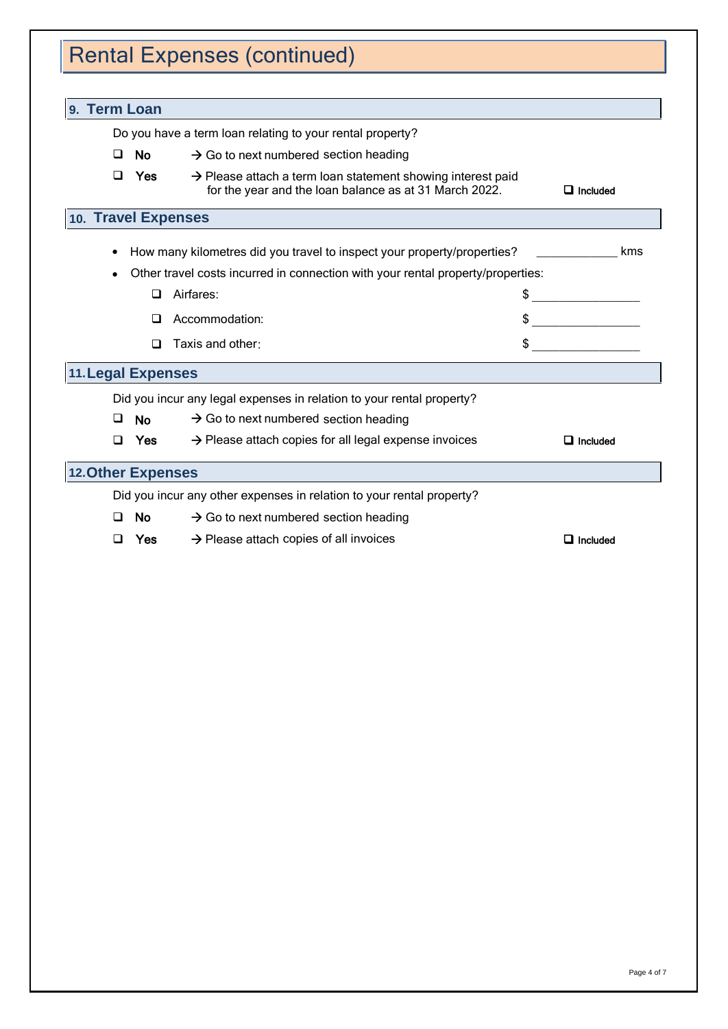# Rental Expenses (continued)

## 9. Term Loan

Do you have a term loan relating to your rental property?

- ☐ **No** → Go to next numbered section heading
- ☐ **Yes** → Please attach a term loan statement showing interest paid for the year and the loan balance as at 31 March 2022. ☐ **Included**

## 10. Travel Expenses

- How many kilometres did you travel to inspect your property/properties? ____________ kms
- Other travel costs incurred in connection with your rental property/properties:
  - ☐ Airfares: $ ________________
  - ☐ Accommodation: $ ________________
  - ☐ Taxis and other: $ ________________

## 11. Legal Expenses

Did you incur any legal expenses in relation to your rental property?

- ☐ **No** → Go to next numbered section heading
- ☐ **Yes** → Please attach copies for all legal expense invoices ☐ **Included**

## 12. Other Expenses

Did you incur any other expenses in relation to your rental property?

- ☐ **No** → Go to next numbered section heading
- ☐ **Yes** → Please attach copies of all invoices ☐ **Included**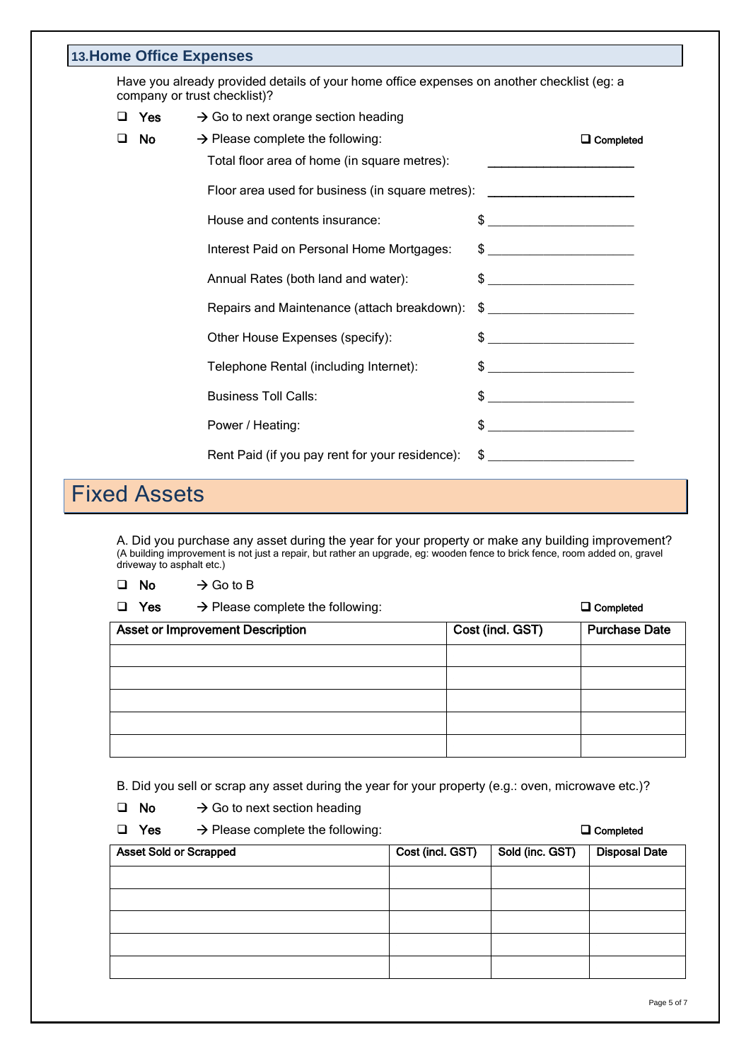## 13. Home Office Expenses

Have you already provided details of your home office expenses on another checklist (eg: a company or trust checklist)?

- ❑ **Yes** → Go to next orange section heading
- ❑ **No** → Please complete the following: ❑ Completed

Total floor area of home (in square metres): ____________________

Floor area used for business (in square metres): ____________________

House and contents insurance: $ ____________________

Interest Paid on Personal Home Mortgages: $ ____________________

Annual Rates (both land and water): $ ____________________

Repairs and Maintenance (attach breakdown): $ ____________________

Other House Expenses (specify): $ ____________________

Telephone Rental (including Internet): $ ____________________

Business Toll Calls: $ ____________________

Power / Heating: $ ____________________

Rent Paid (if you pay rent for your residence): $ ____________________

# Fixed Assets

A. Did you purchase any asset during the year for your property or make any building improvement?
(A building improvement is not just a repair, but rather an upgrade, eg: wooden fence to brick fence, room added on, gravel driveway to asphalt etc.)

- ❑ **No** → Go to B
- ❑ **Yes** → Please complete the following: ❑ Completed

| Asset or Improvement Description | Cost (incl. GST) | Purchase Date |
|---|---|---|
| | | |
| | | |
| | | |
| | | |
| | | |

B. Did you sell or scrap any asset during the year for your property (e.g.: oven, microwave etc.)?

- ❑ **No** → Go to next section heading
- ❑ **Yes** → Please complete the following: ❑ Completed

| Asset Sold or Scrapped | Cost (incl. GST) | Sold (inc. GST) | Disposal Date |
|---|---|---|---|
| | | | |
| | | | |
| | | | |
| | | | |
| | | | |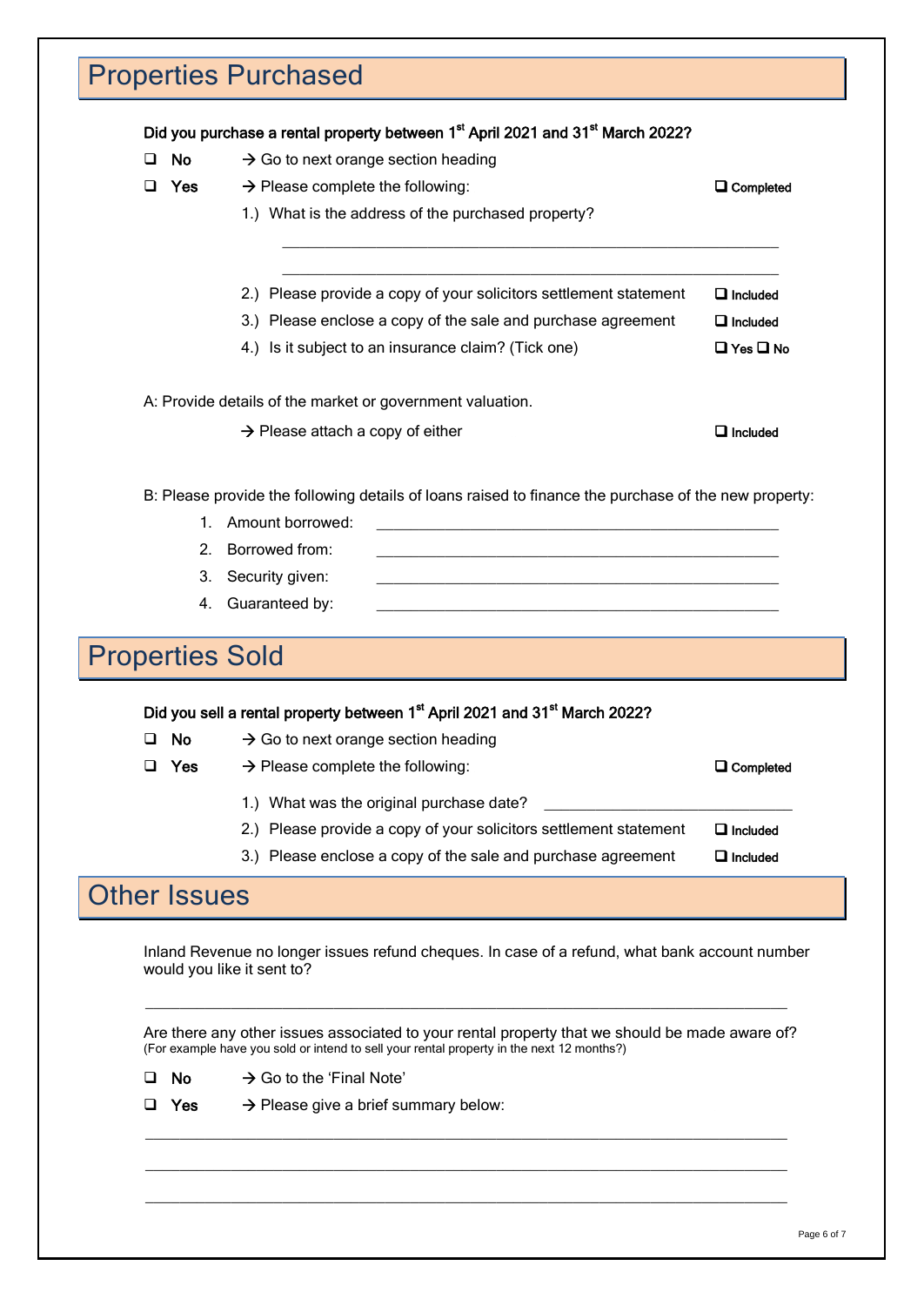## Properties Purchased

**Did you purchase a rental property between 1st April 2021 and 31st March 2022?**

- ❑ **No** → Go to next orange section heading
- ❑ **Yes** → Please complete the following: ❑ **Completed**

  1.) What is the address of the purchased property?

  \_\_\_\_\_\_\_\_\_\_\_\_\_\_\_\_\_\_\_\_\_\_\_\_\_\_\_\_\_\_\_\_\_\_\_\_\_\_\_\_\_\_\_\_\_\_\_\_\_\_\_\_\_\_

  \_\_\_\_\_\_\_\_\_\_\_\_\_\_\_\_\_\_\_\_\_\_\_\_\_\_\_\_\_\_\_\_\_\_\_\_\_\_\_\_\_\_\_\_\_\_\_\_\_\_\_\_\_\_

  2.) Please provide a copy of your solicitors settlement statement ❑ **Included**

  3.) Please enclose a copy of the sale and purchase agreement ❑ **Included**

  4.) Is it subject to an insurance claim? (Tick one) ❑ **Yes** ❑ **No**

A: Provide details of the market or government valuation.

→ Please attach a copy of either ❑ **Included**

B: Please provide the following details of loans raised to finance the purchase of the new property:

1. Amount borrowed: \_\_\_\_\_\_\_\_\_\_\_\_\_\_\_\_\_\_\_\_\_\_\_\_\_\_\_\_\_\_\_\_\_\_\_\_\_\_\_\_
2. Borrowed from: \_\_\_\_\_\_\_\_\_\_\_\_\_\_\_\_\_\_\_\_\_\_\_\_\_\_\_\_\_\_\_\_\_\_\_\_\_\_\_\_
3. Security given: \_\_\_\_\_\_\_\_\_\_\_\_\_\_\_\_\_\_\_\_\_\_\_\_\_\_\_\_\_\_\_\_\_\_\_\_\_\_\_\_
4. Guaranteed by: \_\_\_\_\_\_\_\_\_\_\_\_\_\_\_\_\_\_\_\_\_\_\_\_\_\_\_\_\_\_\_\_\_\_\_\_\_\_\_\_

## Properties Sold

**Did you sell a rental property between 1st April 2021 and 31st March 2022?**

- ❑ **No** → Go to next orange section heading
- ❑ **Yes** → Please complete the following: ❑ **Completed**

  1.) What was the original purchase date? \_\_\_\_\_\_\_\_\_\_\_\_\_\_\_\_\_\_\_\_\_\_\_\_

  2.) Please provide a copy of your solicitors settlement statement ❑ **Included**

  3.) Please enclose a copy of the sale and purchase agreement ❑ **Included**

## Other Issues

Inland Revenue no longer issues refund cheques. In case of a refund, what bank account number would you like it sent to?

\_\_\_\_\_\_\_\_\_\_\_\_\_\_\_\_\_\_\_\_\_\_\_\_\_\_\_\_\_\_\_\_\_\_\_\_\_\_\_\_\_\_\_\_\_\_\_\_\_\_\_\_\_\_\_\_\_\_\_\_\_\_

Are there any other issues associated to your rental property that we should be made aware of?
(For example have you sold or intend to sell your rental property in the next 12 months?)

- ❑ **No** → Go to the 'Final Note'
- ❑ **Yes** → Please give a brief summary below:

\_\_\_\_\_\_\_\_\_\_\_\_\_\_\_\_\_\_\_\_\_\_\_\_\_\_\_\_\_\_\_\_\_\_\_\_\_\_\_\_\_\_\_\_\_\_\_\_\_\_\_\_\_\_\_\_\_\_\_\_\_\_

\_\_\_\_\_\_\_\_\_\_\_\_\_\_\_\_\_\_\_\_\_\_\_\_\_\_\_\_\_\_\_\_\_\_\_\_\_\_\_\_\_\_\_\_\_\_\_\_\_\_\_\_\_\_\_\_\_\_\_\_\_\_

\_\_\_\_\_\_\_\_\_\_\_\_\_\_\_\_\_\_\_\_\_\_\_\_\_\_\_\_\_\_\_\_\_\_\_\_\_\_\_\_\_\_\_\_\_\_\_\_\_\_\_\_\_\_\_\_\_\_\_\_\_\_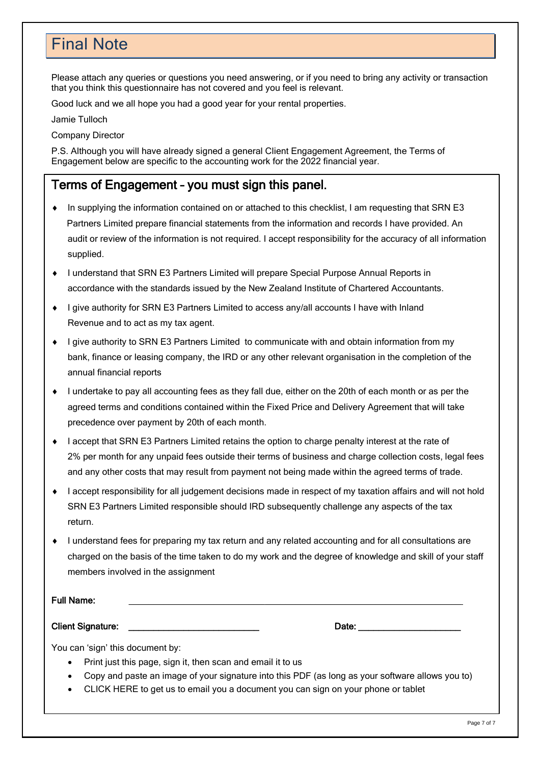# Final Note

Please attach any queries or questions you need answering, or if you need to bring any activity or transaction that you think this questionnaire has not covered and you feel is relevant.

Good luck and we all hope you had a good year for your rental properties.

Jamie Tulloch

Company Director

P.S. Although you will have already signed a general Client Engagement Agreement, the Terms of Engagement below are specific to the accounting work for the 2022 financial year.

## Terms of Engagement – you must sign this panel.

- In supplying the information contained on or attached to this checklist, I am requesting that SRN E3 Partners Limited prepare financial statements from the information and records I have provided. An audit or review of the information is not required. I accept responsibility for the accuracy of all information supplied.
- I understand that SRN E3 Partners Limited will prepare Special Purpose Annual Reports in accordance with the standards issued by the New Zealand Institute of Chartered Accountants.
- I give authority for SRN E3 Partners Limited to access any/all accounts I have with Inland Revenue and to act as my tax agent.
- I give authority to SRN E3 Partners Limited to communicate with and obtain information from my bank, finance or leasing company, the IRD or any other relevant organisation in the completion of the annual financial reports
- I undertake to pay all accounting fees as they fall due, either on the 20th of each month or as per the agreed terms and conditions contained within the Fixed Price and Delivery Agreement that will take precedence over payment by 20th of each month.
- I accept that SRN E3 Partners Limited retains the option to charge penalty interest at the rate of 2% per month for any unpaid fees outside their terms of business and charge collection costs, legal fees and any other costs that may result from payment not being made within the agreed terms of trade.
- I accept responsibility for all judgement decisions made in respect of my taxation affairs and will not hold SRN E3 Partners Limited responsible should IRD subsequently challenge any aspects of the tax return.
- I understand fees for preparing my tax return and any related accounting and for all consultations are charged on the basis of the time taken to do my work and the degree of knowledge and skill of your staff members involved in the assignment

**Full Name:** ____________________________________________

**Client Signature:** ____________________________ **Date:** ______________________

You can 'sign' this document by:

- Print just this page, sign it, then scan and email it to us
- Copy and paste an image of your signature into this PDF (as long as your software allows you to)
- CLICK HERE to get us to email you a document you can sign on your phone or tablet